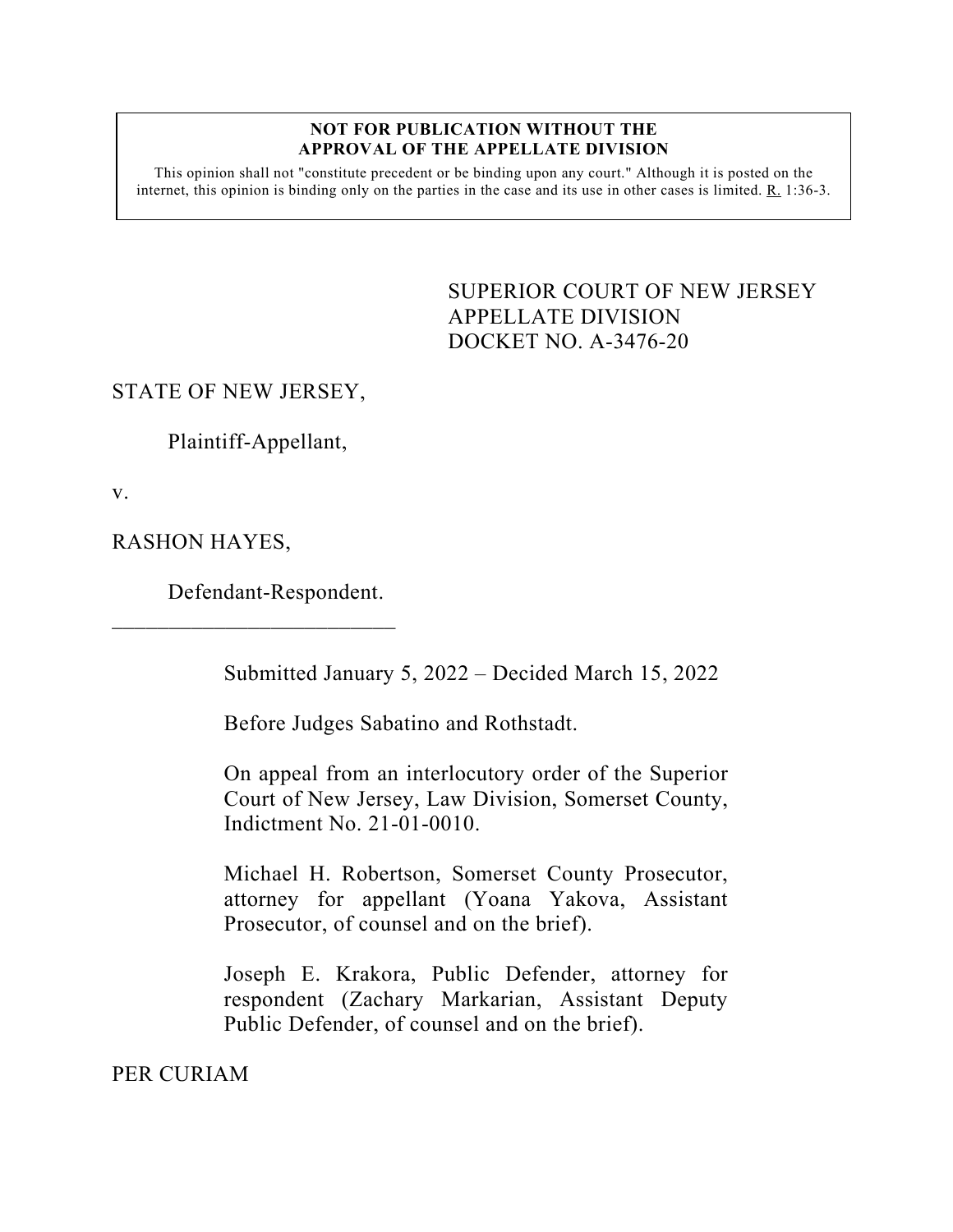**NOT FOR PUBLICATION WITHOUT THE APPROVAL OF THE APPELLATE DIVISION**

This opinion shall not "constitute precedent or be binding upon any court." Although it is posted on the internet, this opinion is binding only on the parties in the case and its use in other cases is limited. R. 1:36-3.

SUPERIOR COURT OF NEW JERSEY
APPELLATE DIVISION
DOCKET NO. A-3476-20

STATE OF NEW JERSEY,

Plaintiff-Appellant,

v.

RASHON HAYES,

Defendant-Respondent.

\_\_\_\_\_\_\_\_\_\_\_\_\_\_\_\_\_\_\_\_\_\_\_\_\_\_

Submitted January 5, 2022 – Decided March 15, 2022

Before Judges Sabatino and Rothstadt.

On appeal from an interlocutory order of the Superior Court of New Jersey, Law Division, Somerset County, Indictment No. 21-01-0010.

Michael H. Robertson, Somerset County Prosecutor, attorney for appellant (Yoana Yakova, Assistant Prosecutor, of counsel and on the brief).

Joseph E. Krakora, Public Defender, attorney for respondent (Zachary Markarian, Assistant Deputy Public Defender, of counsel and on the brief).

PER CURIAM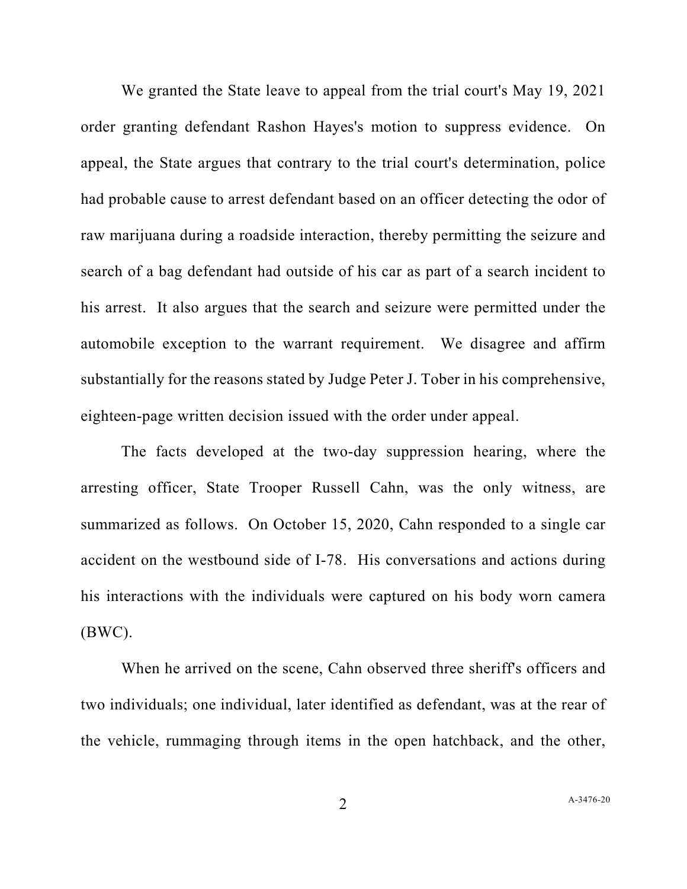We granted the State leave to appeal from the trial court's May 19, 2021 order granting defendant Rashon Hayes's motion to suppress evidence. On appeal, the State argues that contrary to the trial court's determination, police had probable cause to arrest defendant based on an officer detecting the odor of raw marijuana during a roadside interaction, thereby permitting the seizure and search of a bag defendant had outside of his car as part of a search incident to his arrest. It also argues that the search and seizure were permitted under the automobile exception to the warrant requirement. We disagree and affirm substantially for the reasons stated by Judge Peter J. Tober in his comprehensive, eighteen-page written decision issued with the order under appeal.

The facts developed at the two-day suppression hearing, where the arresting officer, State Trooper Russell Cahn, was the only witness, are summarized as follows. On October 15, 2020, Cahn responded to a single car accident on the westbound side of I-78. His conversations and actions during his interactions with the individuals were captured on his body worn camera (BWC).

When he arrived on the scene, Cahn observed three sheriff's officers and two individuals; one individual, later identified as defendant, was at the rear of the vehicle, rummaging through items in the open hatchback, and the other,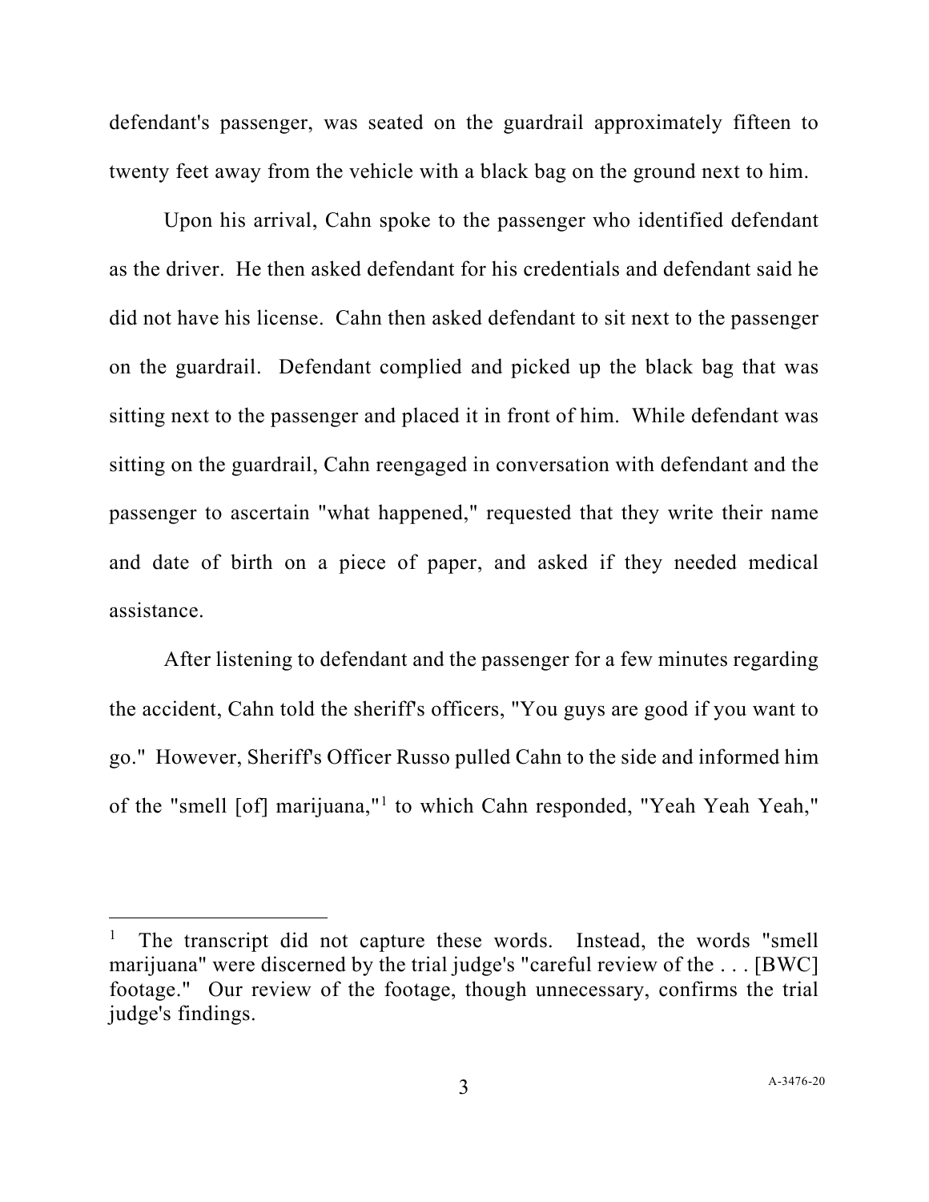defendant's passenger, was seated on the guardrail approximately fifteen to twenty feet away from the vehicle with a black bag on the ground next to him.

Upon his arrival, Cahn spoke to the passenger who identified defendant as the driver. He then asked defendant for his credentials and defendant said he did not have his license. Cahn then asked defendant to sit next to the passenger on the guardrail. Defendant complied and picked up the black bag that was sitting next to the passenger and placed it in front of him. While defendant was sitting on the guardrail, Cahn reengaged in conversation with defendant and the passenger to ascertain "what happened," requested that they write their name and date of birth on a piece of paper, and asked if they needed medical assistance.

After listening to defendant and the passenger for a few minutes regarding the accident, Cahn told the sheriff's officers, "You guys are good if you want to go." However, Sheriff's Officer Russo pulled Cahn to the side and informed him of the "smell [of] marijuana,"[1] to which Cahn responded, "Yeah Yeah Yeah,"

---

[1] The transcript did not capture these words. Instead, the words "smell marijuana" were discerned by the trial judge's "careful review of the . . . [BWC] footage." Our review of the footage, though unnecessary, confirms the trial judge's findings.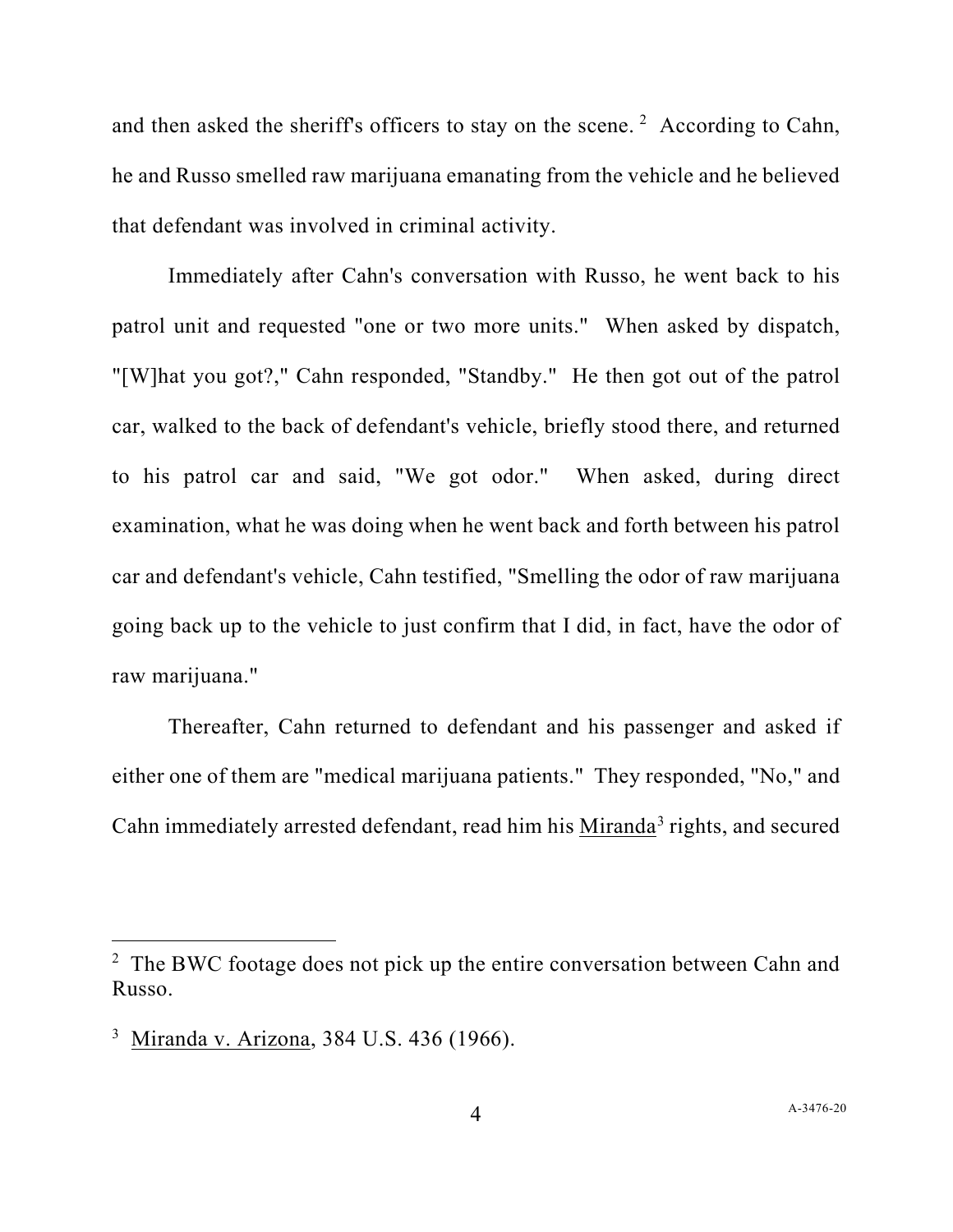and then asked the sheriff's officers to stay on the scene. [2] According to Cahn, he and Russo smelled raw marijuana emanating from the vehicle and he believed that defendant was involved in criminal activity.

Immediately after Cahn's conversation with Russo, he went back to his patrol unit and requested "one or two more units." When asked by dispatch, "[W]hat you got?," Cahn responded, "Standby." He then got out of the patrol car, walked to the back of defendant's vehicle, briefly stood there, and returned to his patrol car and said, "We got odor." When asked, during direct examination, what he was doing when he went back and forth between his patrol car and defendant's vehicle, Cahn testified, "Smelling the odor of raw marijuana going back up to the vehicle to just confirm that I did, in fact, have the odor of raw marijuana."

Thereafter, Cahn returned to defendant and his passenger and asked if either one of them are "medical marijuana patients." They responded, "No," and Cahn immediately arrested defendant, read him his Miranda[3] rights, and secured

---

[2] The BWC footage does not pick up the entire conversation between Cahn and Russo.

[3] Miranda v. Arizona, 384 U.S. 436 (1966).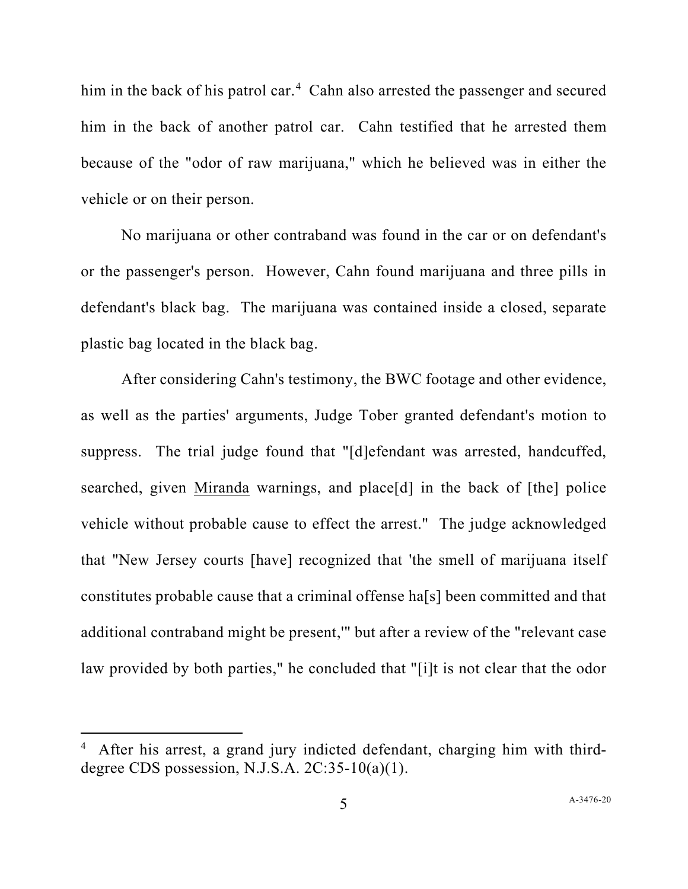him in the back of his patrol car.[4] Cahn also arrested the passenger and secured him in the back of another patrol car. Cahn testified that he arrested them because of the "odor of raw marijuana," which he believed was in either the vehicle or on their person.

No marijuana or other contraband was found in the car or on defendant's or the passenger's person. However, Cahn found marijuana and three pills in defendant's black bag. The marijuana was contained inside a closed, separate plastic bag located in the black bag.

After considering Cahn's testimony, the BWC footage and other evidence, as well as the parties' arguments, Judge Tober granted defendant's motion to suppress. The trial judge found that "[d]efendant was arrested, handcuffed, searched, given Miranda warnings, and place[d] in the back of [the] police vehicle without probable cause to effect the arrest." The judge acknowledged that "New Jersey courts [have] recognized that 'the smell of marijuana itself constitutes probable cause that a criminal offense ha[s] been committed and that additional contraband might be present,'" but after a review of the "relevant case law provided by both parties," he concluded that "[i]t is not clear that the odor

---

[4] After his arrest, a grand jury indicted defendant, charging him with third-degree CDS possession, N.J.S.A. 2C:35-10(a)(1).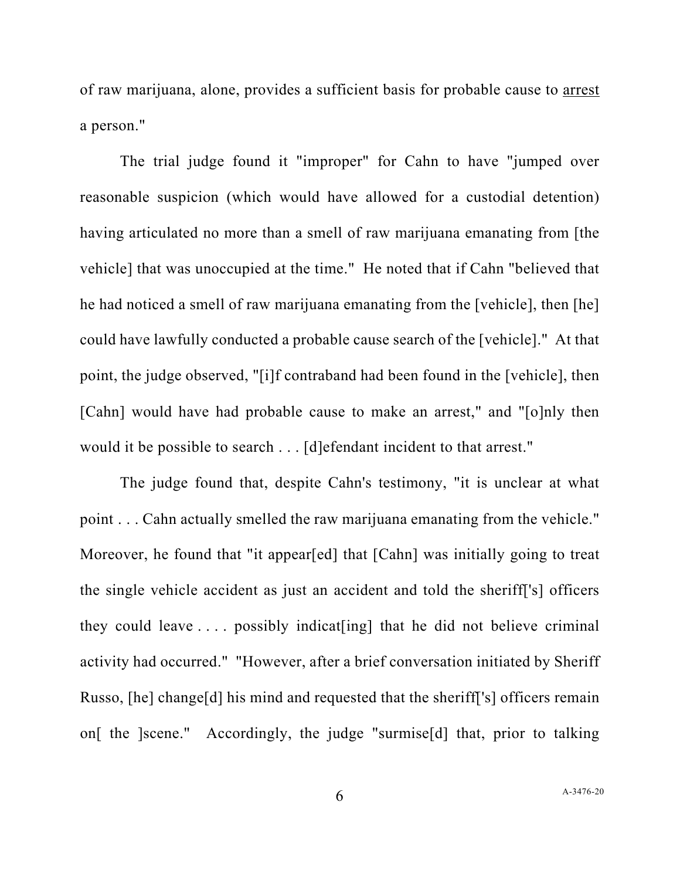of raw marijuana, alone, provides a sufficient basis for probable cause to <u>arrest</u> a person."

The trial judge found it "improper" for Cahn to have "jumped over reasonable suspicion (which would have allowed for a custodial detention) having articulated no more than a smell of raw marijuana emanating from [the vehicle] that was unoccupied at the time." He noted that if Cahn "believed that he had noticed a smell of raw marijuana emanating from the [vehicle], then [he] could have lawfully conducted a probable cause search of the [vehicle]." At that point, the judge observed, "[i]f contraband had been found in the [vehicle], then [Cahn] would have had probable cause to make an arrest," and "[o]nly then would it be possible to search . . . [d]efendant incident to that arrest."

The judge found that, despite Cahn's testimony, "it is unclear at what point . . . Cahn actually smelled the raw marijuana emanating from the vehicle." Moreover, he found that "it appear[ed] that [Cahn] was initially going to treat the single vehicle accident as just an accident and told the sheriff['s] officers they could leave . . . . possibly indicat[ing] that he did not believe criminal activity had occurred." "However, after a brief conversation initiated by Sheriff Russo, [he] change[d] his mind and requested that the sheriff['s] officers remain on[ the ]scene." Accordingly, the judge "surmise[d] that, prior to talking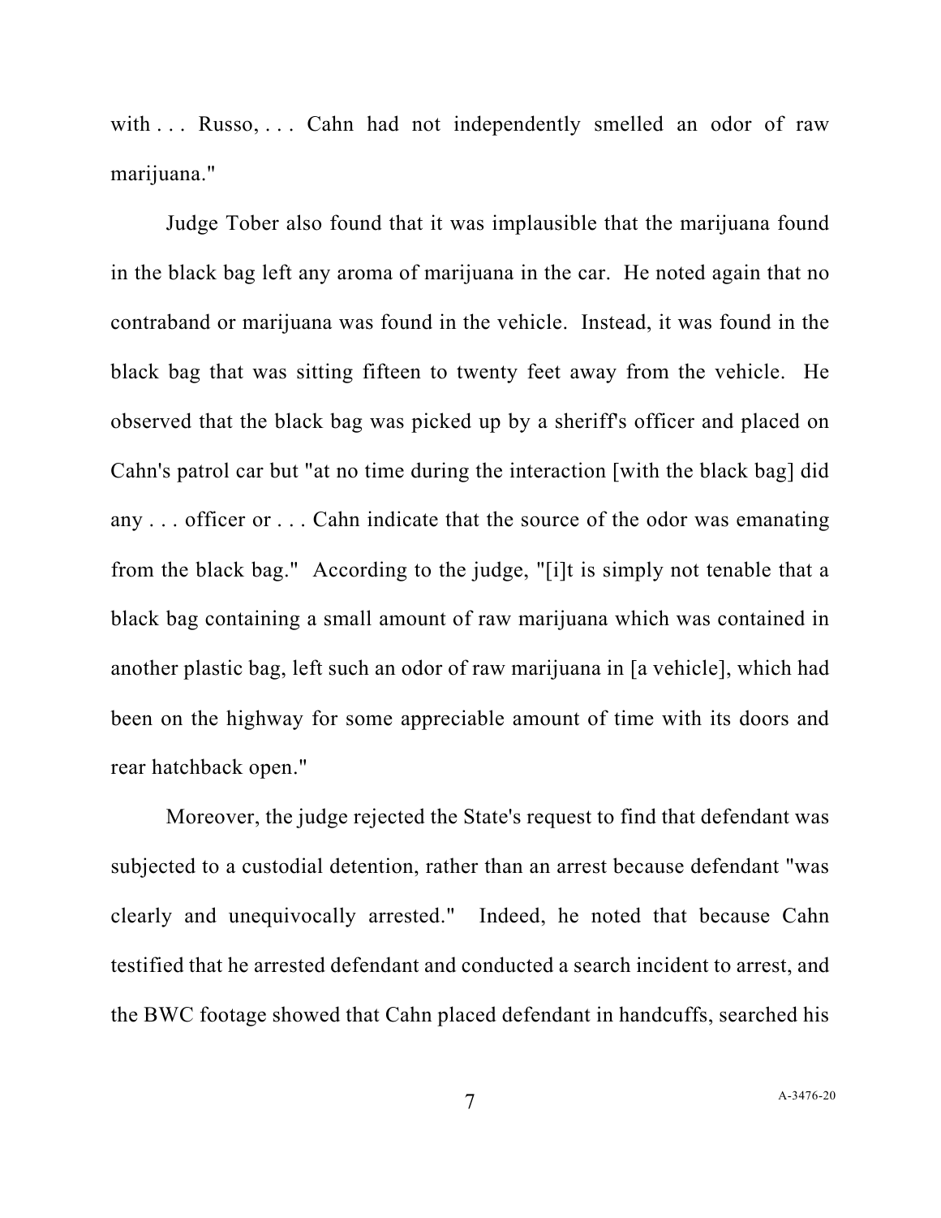with . . . Russo, . . . Cahn had not independently smelled an odor of raw marijuana."

Judge Tober also found that it was implausible that the marijuana found in the black bag left any aroma of marijuana in the car. He noted again that no contraband or marijuana was found in the vehicle. Instead, it was found in the black bag that was sitting fifteen to twenty feet away from the vehicle. He observed that the black bag was picked up by a sheriff's officer and placed on Cahn's patrol car but "at no time during the interaction [with the black bag] did any . . . officer or . . . Cahn indicate that the source of the odor was emanating from the black bag." According to the judge, "[i]t is simply not tenable that a black bag containing a small amount of raw marijuana which was contained in another plastic bag, left such an odor of raw marijuana in [a vehicle], which had been on the highway for some appreciable amount of time with its doors and rear hatchback open."

Moreover, the judge rejected the State's request to find that defendant was subjected to a custodial detention, rather than an arrest because defendant "was clearly and unequivocally arrested." Indeed, he noted that because Cahn testified that he arrested defendant and conducted a search incident to arrest, and the BWC footage showed that Cahn placed defendant in handcuffs, searched his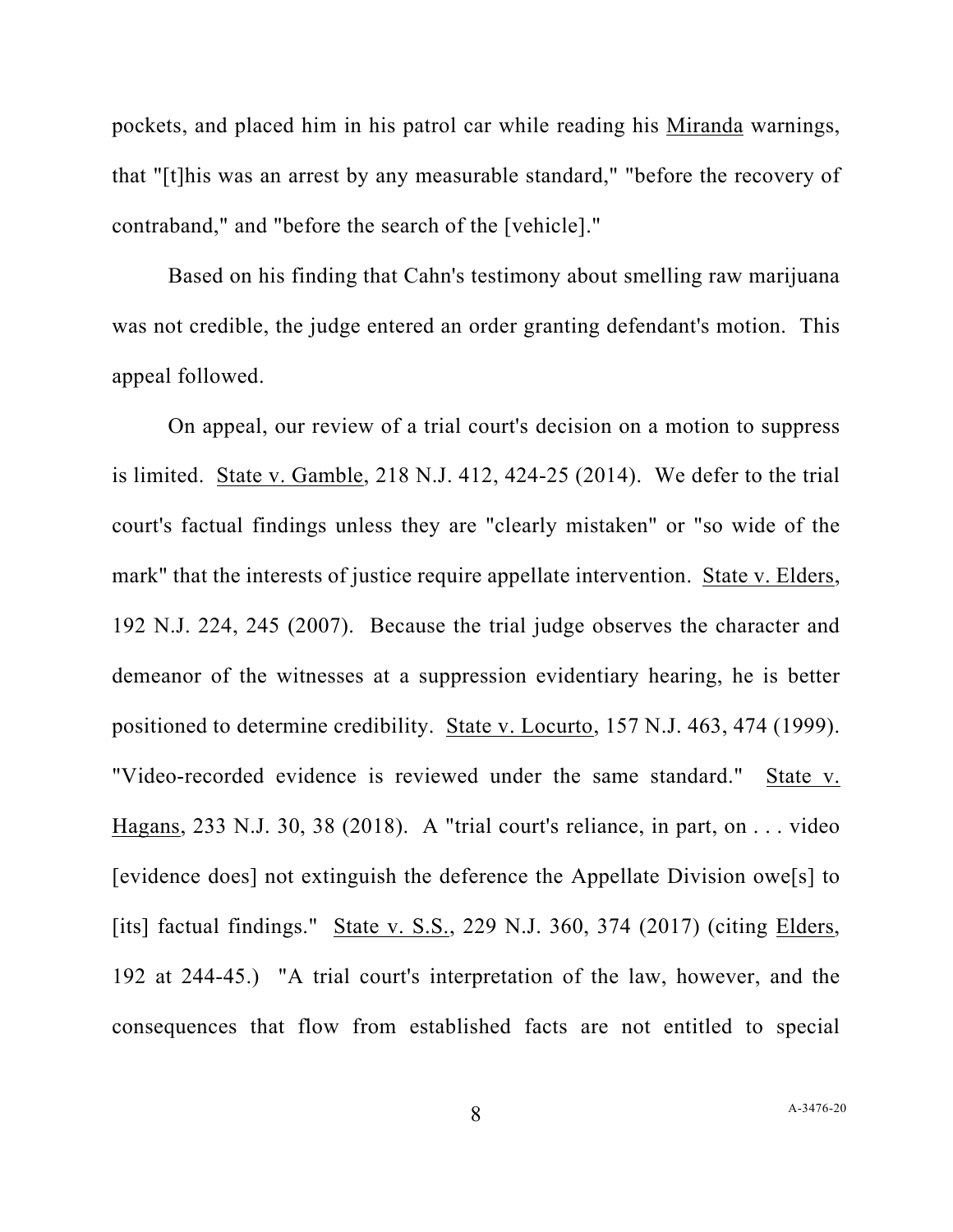pockets, and placed him in his patrol car while reading his Miranda warnings, that "[t]his was an arrest by any measurable standard," "before the recovery of contraband," and "before the search of the [vehicle]."

Based on his finding that Cahn's testimony about smelling raw marijuana was not credible, the judge entered an order granting defendant's motion. This appeal followed.

On appeal, our review of a trial court's decision on a motion to suppress is limited. State v. Gamble, 218 N.J. 412, 424-25 (2014). We defer to the trial court's factual findings unless they are "clearly mistaken" or "so wide of the mark" that the interests of justice require appellate intervention. State v. Elders, 192 N.J. 224, 245 (2007). Because the trial judge observes the character and demeanor of the witnesses at a suppression evidentiary hearing, he is better positioned to determine credibility. State v. Locurto, 157 N.J. 463, 474 (1999). "Video-recorded evidence is reviewed under the same standard." State v. Hagans, 233 N.J. 30, 38 (2018). A "trial court's reliance, in part, on . . . video [evidence does] not extinguish the deference the Appellate Division owe[s] to [its] factual findings." State v. S.S., 229 N.J. 360, 374 (2017) (citing Elders, 192 at 244-45.) "A trial court's interpretation of the law, however, and the consequences that flow from established facts are not entitled to special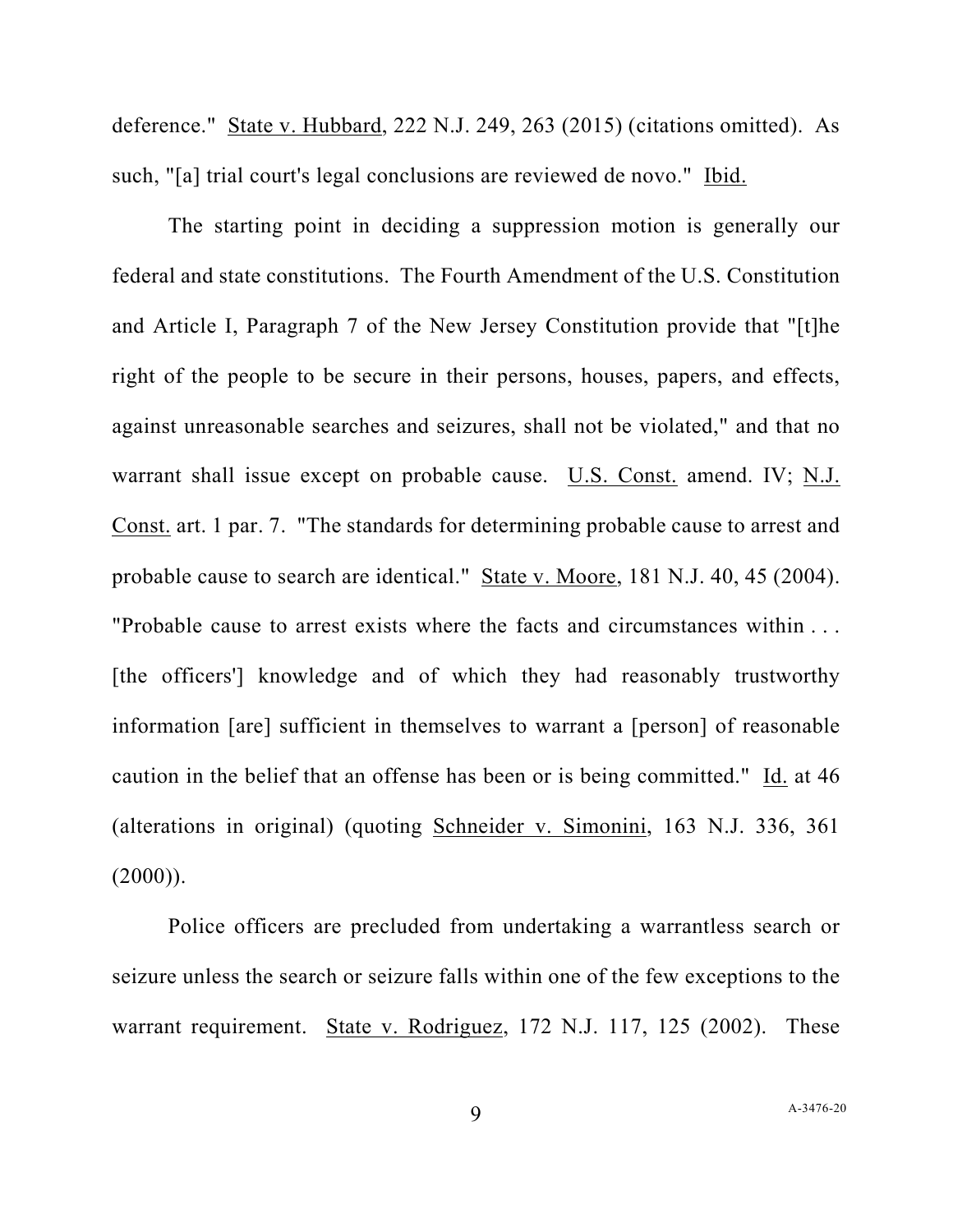deference." State v. Hubbard, 222 N.J. 249, 263 (2015) (citations omitted). As such, "[a] trial court's legal conclusions are reviewed de novo." Ibid.

The starting point in deciding a suppression motion is generally our federal and state constitutions. The Fourth Amendment of the U.S. Constitution and Article I, Paragraph 7 of the New Jersey Constitution provide that "[t]he right of the people to be secure in their persons, houses, papers, and effects, against unreasonable searches and seizures, shall not be violated," and that no warrant shall issue except on probable cause. U.S. Const. amend. IV; N.J. Const. art. 1 par. 7. "The standards for determining probable cause to arrest and probable cause to search are identical." State v. Moore, 181 N.J. 40, 45 (2004). "Probable cause to arrest exists where the facts and circumstances within . . . [the officers'] knowledge and of which they had reasonably trustworthy information [are] sufficient in themselves to warrant a [person] of reasonable caution in the belief that an offense has been or is being committed." Id. at 46 (alterations in original) (quoting Schneider v. Simonini, 163 N.J. 336, 361 (2000)).

Police officers are precluded from undertaking a warrantless search or seizure unless the search or seizure falls within one of the few exceptions to the warrant requirement. State v. Rodriguez, 172 N.J. 117, 125 (2002). These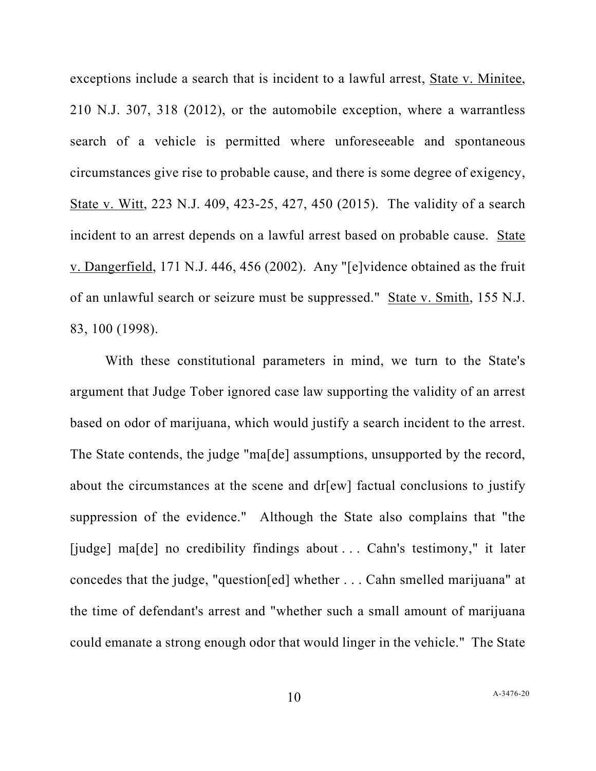exceptions include a search that is incident to a lawful arrest, State v. Minitee, 210 N.J. 307, 318 (2012), or the automobile exception, where a warrantless search of a vehicle is permitted where unforeseeable and spontaneous circumstances give rise to probable cause, and there is some degree of exigency, State v. Witt, 223 N.J. 409, 423-25, 427, 450 (2015). The validity of a search incident to an arrest depends on a lawful arrest based on probable cause. State v. Dangerfield, 171 N.J. 446, 456 (2002). Any "[e]vidence obtained as the fruit of an unlawful search or seizure must be suppressed." State v. Smith, 155 N.J. 83, 100 (1998).

With these constitutional parameters in mind, we turn to the State's argument that Judge Tober ignored case law supporting the validity of an arrest based on odor of marijuana, which would justify a search incident to the arrest. The State contends, the judge "ma[de] assumptions, unsupported by the record, about the circumstances at the scene and dr[ew] factual conclusions to justify suppression of the evidence." Although the State also complains that "the [judge] ma[de] no credibility findings about . . . Cahn's testimony," it later concedes that the judge, "question[ed] whether . . . Cahn smelled marijuana" at the time of defendant's arrest and "whether such a small amount of marijuana could emanate a strong enough odor that would linger in the vehicle." The State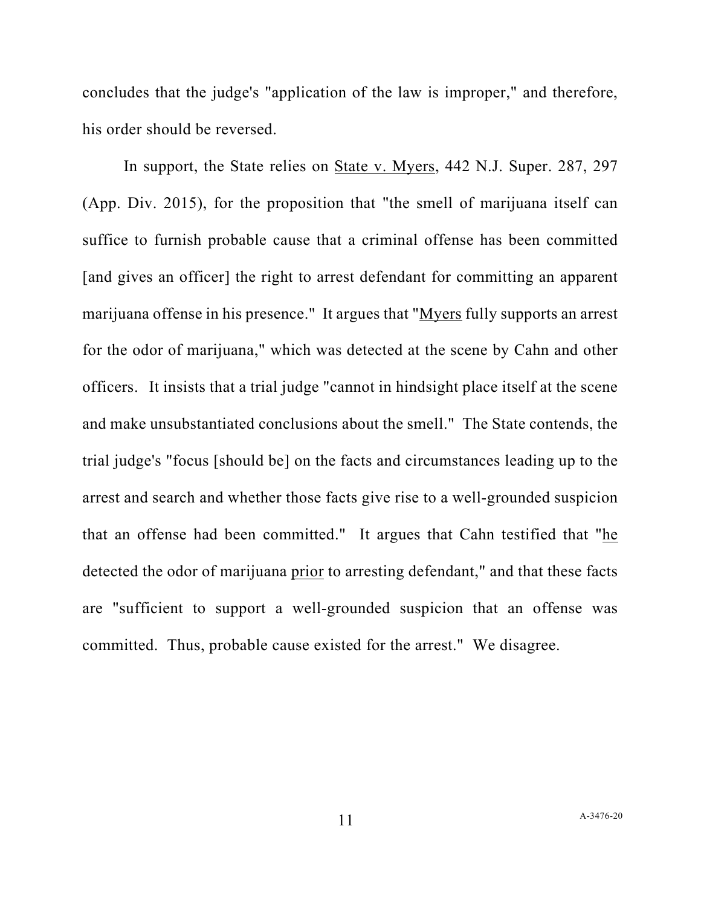concludes that the judge's "application of the law is improper," and therefore, his order should be reversed.

In support, the State relies on State v. Myers, 442 N.J. Super. 287, 297 (App. Div. 2015), for the proposition that "the smell of marijuana itself can suffice to furnish probable cause that a criminal offense has been committed [and gives an officer] the right to arrest defendant for committing an apparent marijuana offense in his presence." It argues that "Myers fully supports an arrest for the odor of marijuana," which was detected at the scene by Cahn and other officers. It insists that a trial judge "cannot in hindsight place itself at the scene and make unsubstantiated conclusions about the smell." The State contends, the trial judge's "focus [should be] on the facts and circumstances leading up to the arrest and search and whether those facts give rise to a well-grounded suspicion that an offense had been committed." It argues that Cahn testified that "he detected the odor of marijuana prior to arresting defendant," and that these facts are "sufficient to support a well-grounded suspicion that an offense was committed. Thus, probable cause existed for the arrest." We disagree.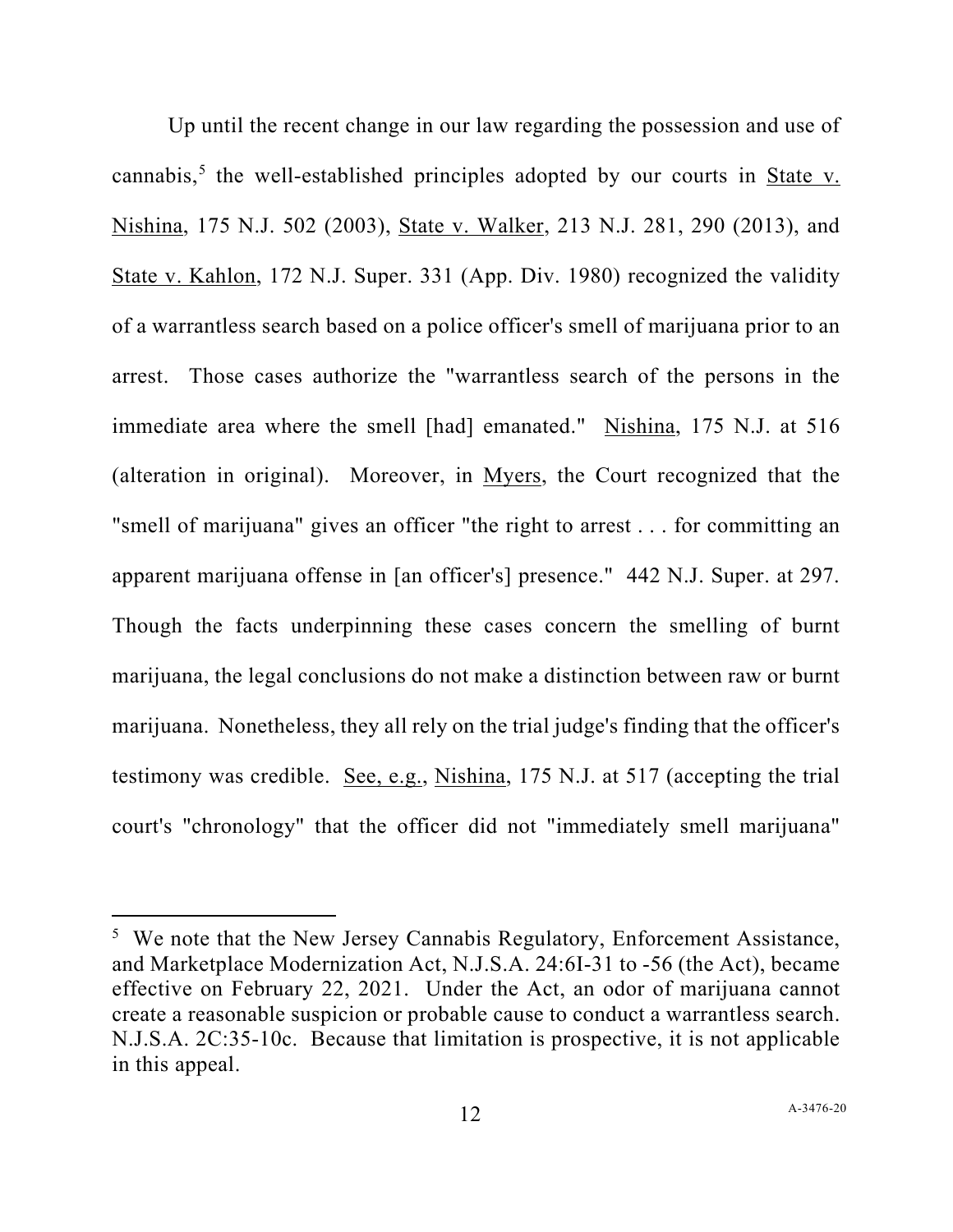Up until the recent change in our law regarding the possession and use of cannabis,[5] the well-established principles adopted by our courts in State v. Nishina, 175 N.J. 502 (2003), State v. Walker, 213 N.J. 281, 290 (2013), and State v. Kahlon, 172 N.J. Super. 331 (App. Div. 1980) recognized the validity of a warrantless search based on a police officer's smell of marijuana prior to an arrest. Those cases authorize the "warrantless search of the persons in the immediate area where the smell [had] emanated." Nishina, 175 N.J. at 516 (alteration in original). Moreover, in Myers, the Court recognized that the "smell of marijuana" gives an officer "the right to arrest . . . for committing an apparent marijuana offense in [an officer's] presence." 442 N.J. Super. at 297. Though the facts underpinning these cases concern the smelling of burnt marijuana, the legal conclusions do not make a distinction between raw or burnt marijuana. Nonetheless, they all rely on the trial judge's finding that the officer's testimony was credible. See, e.g., Nishina, 175 N.J. at 517 (accepting the trial court's "chronology" that the officer did not "immediately smell marijuana"

---

[5] We note that the New Jersey Cannabis Regulatory, Enforcement Assistance, and Marketplace Modernization Act, N.J.S.A. 24:6I-31 to -56 (the Act), became effective on February 22, 2021. Under the Act, an odor of marijuana cannot create a reasonable suspicion or probable cause to conduct a warrantless search. N.J.S.A. 2C:35-10c. Because that limitation is prospective, it is not applicable in this appeal.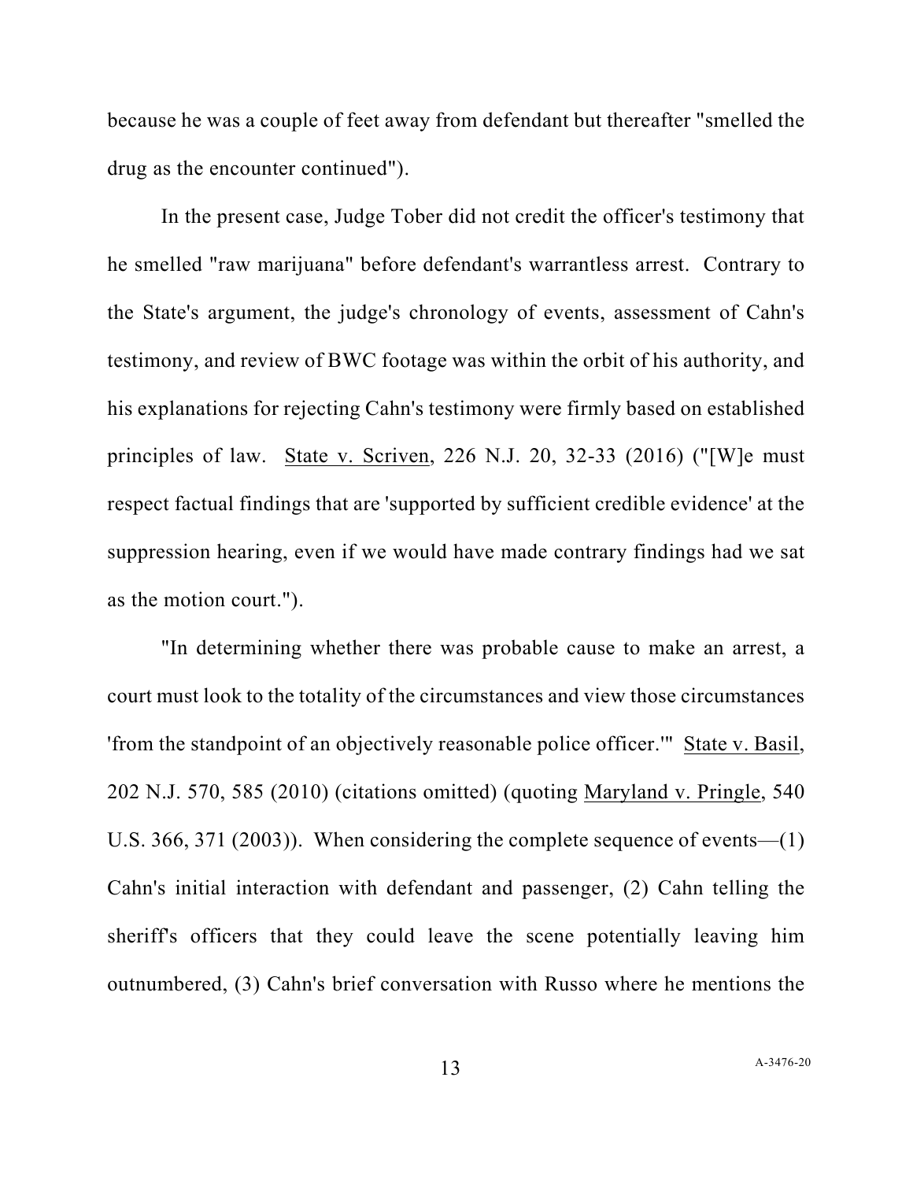because he was a couple of feet away from defendant but thereafter "smelled the drug as the encounter continued").

In the present case, Judge Tober did not credit the officer's testimony that he smelled "raw marijuana" before defendant's warrantless arrest. Contrary to the State's argument, the judge's chronology of events, assessment of Cahn's testimony, and review of BWC footage was within the orbit of his authority, and his explanations for rejecting Cahn's testimony were firmly based on established principles of law. State v. Scriven, 226 N.J. 20, 32-33 (2016) ("[W]e must respect factual findings that are 'supported by sufficient credible evidence' at the suppression hearing, even if we would have made contrary findings had we sat as the motion court.").

"In determining whether there was probable cause to make an arrest, a court must look to the totality of the circumstances and view those circumstances 'from the standpoint of an objectively reasonable police officer.'" State v. Basil, 202 N.J. 570, 585 (2010) (citations omitted) (quoting Maryland v. Pringle, 540 U.S. 366, 371 (2003)). When considering the complete sequence of events—(1) Cahn's initial interaction with defendant and passenger, (2) Cahn telling the sheriff's officers that they could leave the scene potentially leaving him outnumbered, (3) Cahn's brief conversation with Russo where he mentions the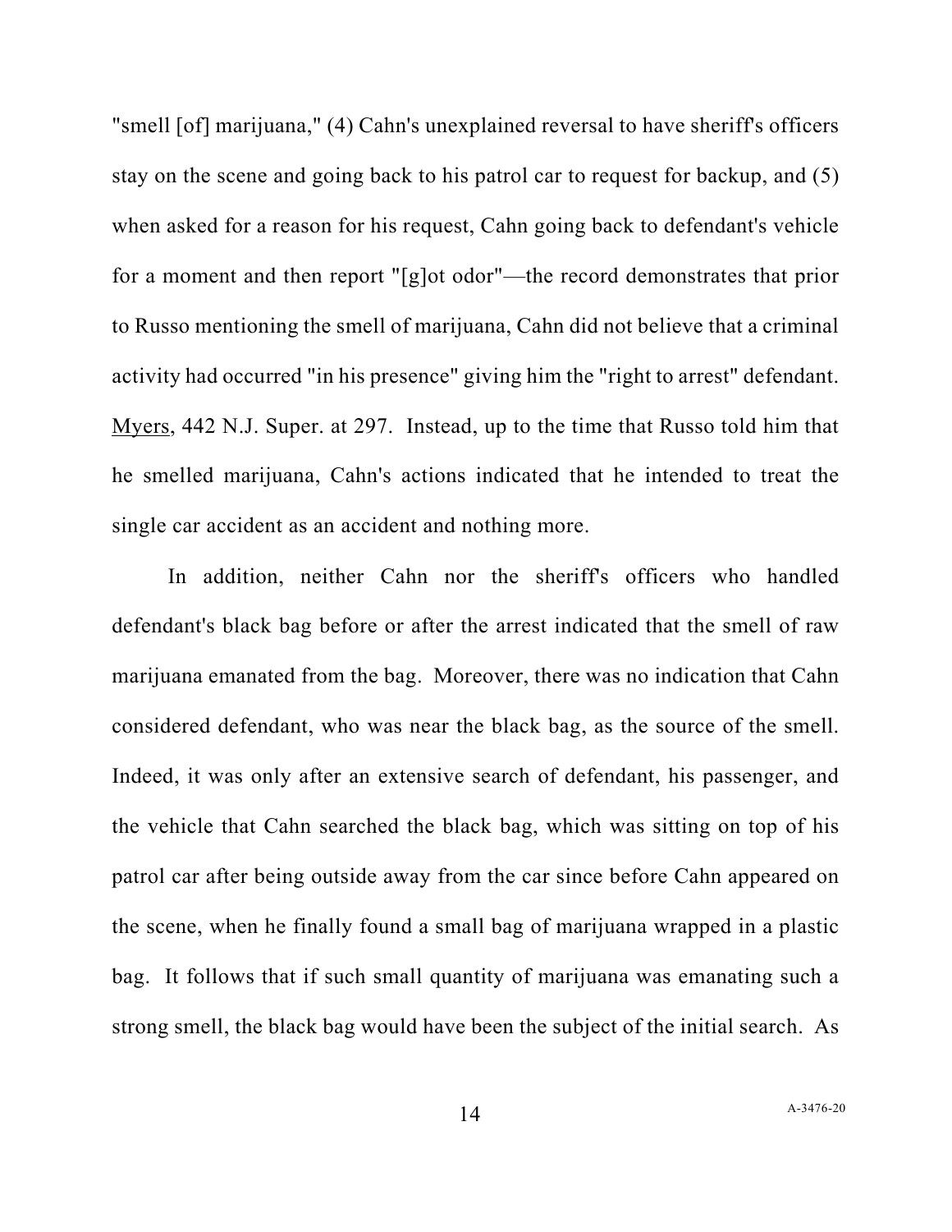"smell [of] marijuana," (4) Cahn's unexplained reversal to have sheriff's officers stay on the scene and going back to his patrol car to request for backup, and (5) when asked for a reason for his request, Cahn going back to defendant's vehicle for a moment and then report "[g]ot odor"—the record demonstrates that prior to Russo mentioning the smell of marijuana, Cahn did not believe that a criminal activity had occurred "in his presence" giving him the "right to arrest" defendant. Myers, 442 N.J. Super. at 297. Instead, up to the time that Russo told him that he smelled marijuana, Cahn's actions indicated that he intended to treat the single car accident as an accident and nothing more.

In addition, neither Cahn nor the sheriff's officers who handled defendant's black bag before or after the arrest indicated that the smell of raw marijuana emanated from the bag. Moreover, there was no indication that Cahn considered defendant, who was near the black bag, as the source of the smell. Indeed, it was only after an extensive search of defendant, his passenger, and the vehicle that Cahn searched the black bag, which was sitting on top of his patrol car after being outside away from the car since before Cahn appeared on the scene, when he finally found a small bag of marijuana wrapped in a plastic bag. It follows that if such small quantity of marijuana was emanating such a strong smell, the black bag would have been the subject of the initial search. As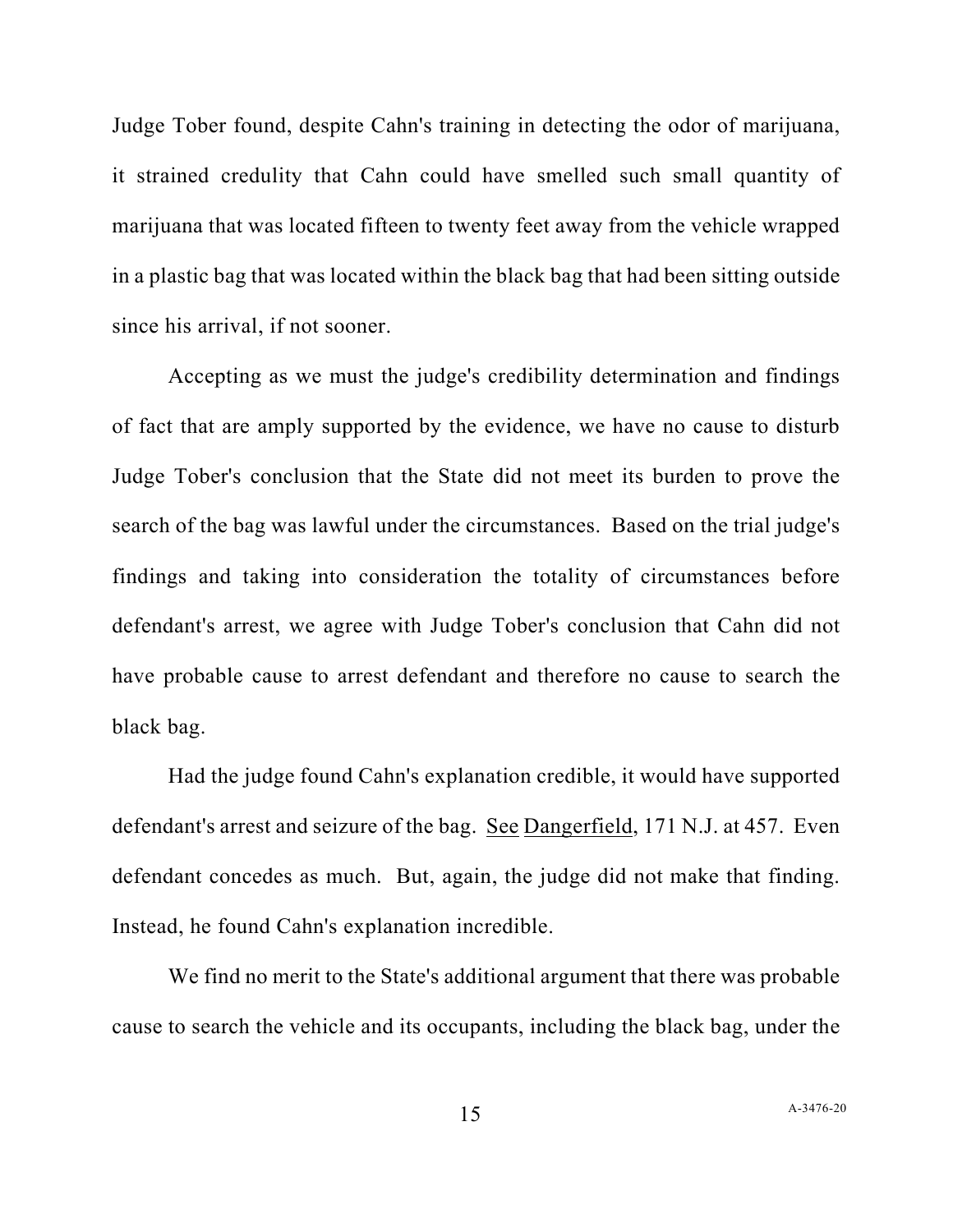Judge Tober found, despite Cahn's training in detecting the odor of marijuana, it strained credulity that Cahn could have smelled such small quantity of marijuana that was located fifteen to twenty feet away from the vehicle wrapped in a plastic bag that was located within the black bag that had been sitting outside since his arrival, if not sooner.

Accepting as we must the judge's credibility determination and findings of fact that are amply supported by the evidence, we have no cause to disturb Judge Tober's conclusion that the State did not meet its burden to prove the search of the bag was lawful under the circumstances. Based on the trial judge's findings and taking into consideration the totality of circumstances before defendant's arrest, we agree with Judge Tober's conclusion that Cahn did not have probable cause to arrest defendant and therefore no cause to search the black bag.

Had the judge found Cahn's explanation credible, it would have supported defendant's arrest and seizure of the bag. See Dangerfield, 171 N.J. at 457. Even defendant concedes as much. But, again, the judge did not make that finding. Instead, he found Cahn's explanation incredible.

We find no merit to the State's additional argument that there was probable cause to search the vehicle and its occupants, including the black bag, under the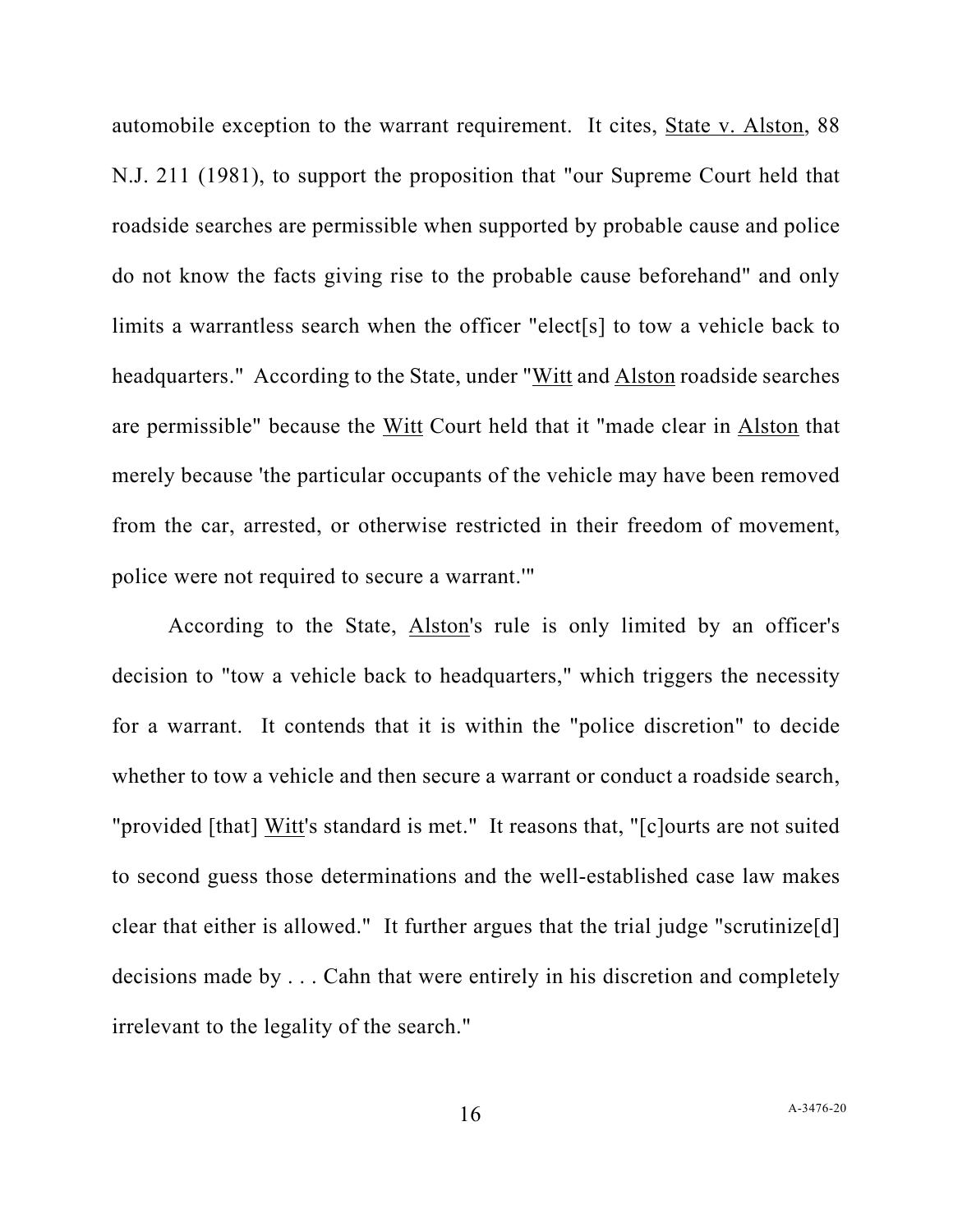automobile exception to the warrant requirement. It cites, State v. Alston, 88 N.J. 211 (1981), to support the proposition that "our Supreme Court held that roadside searches are permissible when supported by probable cause and police do not know the facts giving rise to the probable cause beforehand" and only limits a warrantless search when the officer "elect[s] to tow a vehicle back to headquarters." According to the State, under "Witt and Alston roadside searches are permissible" because the Witt Court held that it "made clear in Alston that merely because 'the particular occupants of the vehicle may have been removed from the car, arrested, or otherwise restricted in their freedom of movement, police were not required to secure a warrant.'"

According to the State, Alston's rule is only limited by an officer's decision to "tow a vehicle back to headquarters," which triggers the necessity for a warrant. It contends that it is within the "police discretion" to decide whether to tow a vehicle and then secure a warrant or conduct a roadside search, "provided [that] Witt's standard is met." It reasons that, "[c]ourts are not suited to second guess those determinations and the well-established case law makes clear that either is allowed." It further argues that the trial judge "scrutinize[d] decisions made by . . . Cahn that were entirely in his discretion and completely irrelevant to the legality of the search."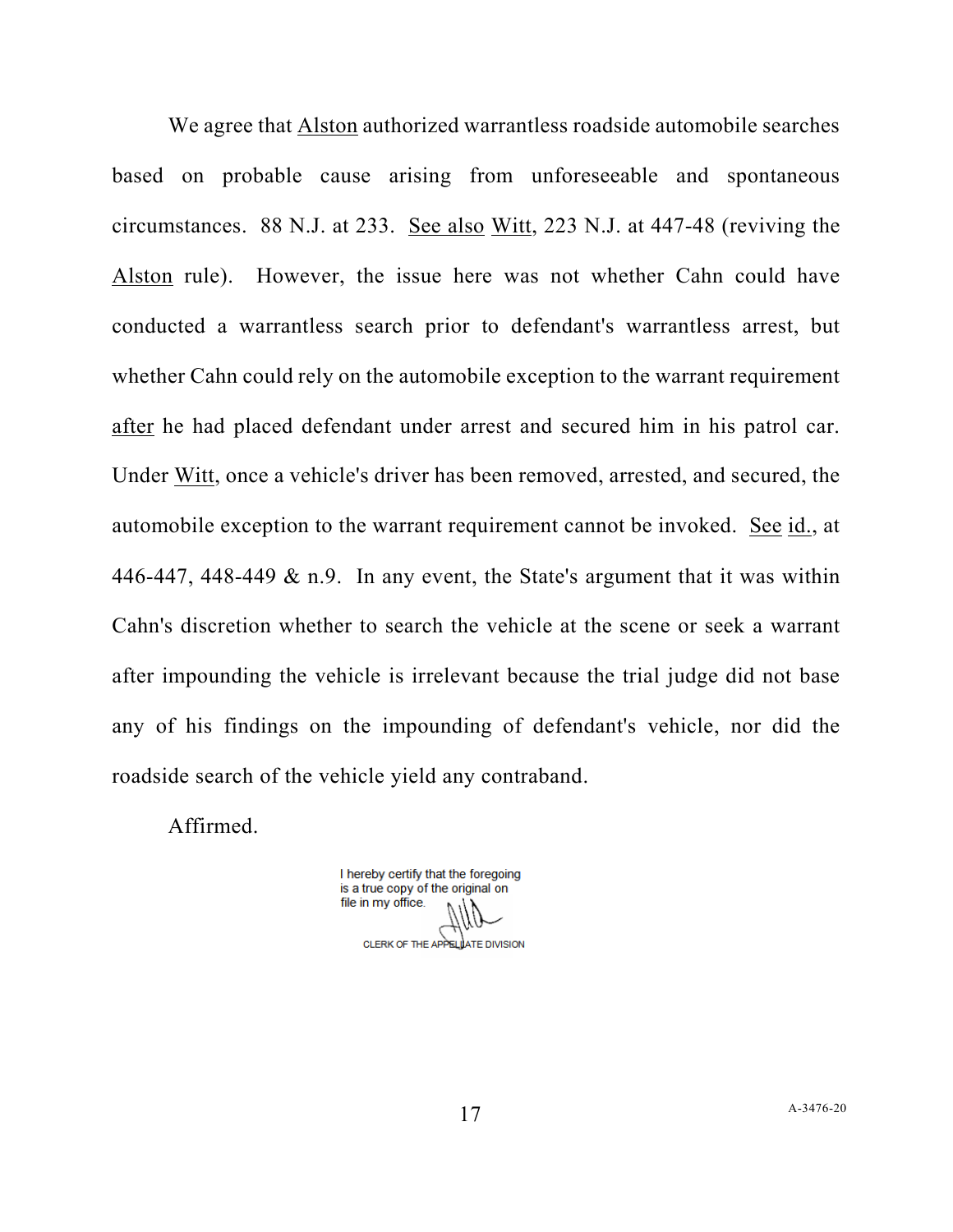We agree that Alston authorized warrantless roadside automobile searches based on probable cause arising from unforeseeable and spontaneous circumstances. 88 N.J. at 233. See also Witt, 223 N.J. at 447-48 (reviving the Alston rule). However, the issue here was not whether Cahn could have conducted a warrantless search prior to defendant's warrantless arrest, but whether Cahn could rely on the automobile exception to the warrant requirement after he had placed defendant under arrest and secured him in his patrol car. Under Witt, once a vehicle's driver has been removed, arrested, and secured, the automobile exception to the warrant requirement cannot be invoked. See id., at 446-447, 448-449 & n.9. In any event, the State's argument that it was within Cahn's discretion whether to search the vehicle at the scene or seek a warrant after impounding the vehicle is irrelevant because the trial judge did not base any of his findings on the impounding of defendant's vehicle, nor did the roadside search of the vehicle yield any contraband.

Affirmed.

I hereby certify that the foregoing is a true copy of the original on file in my office.

CLERK OF THE APPELLATE DIVISION